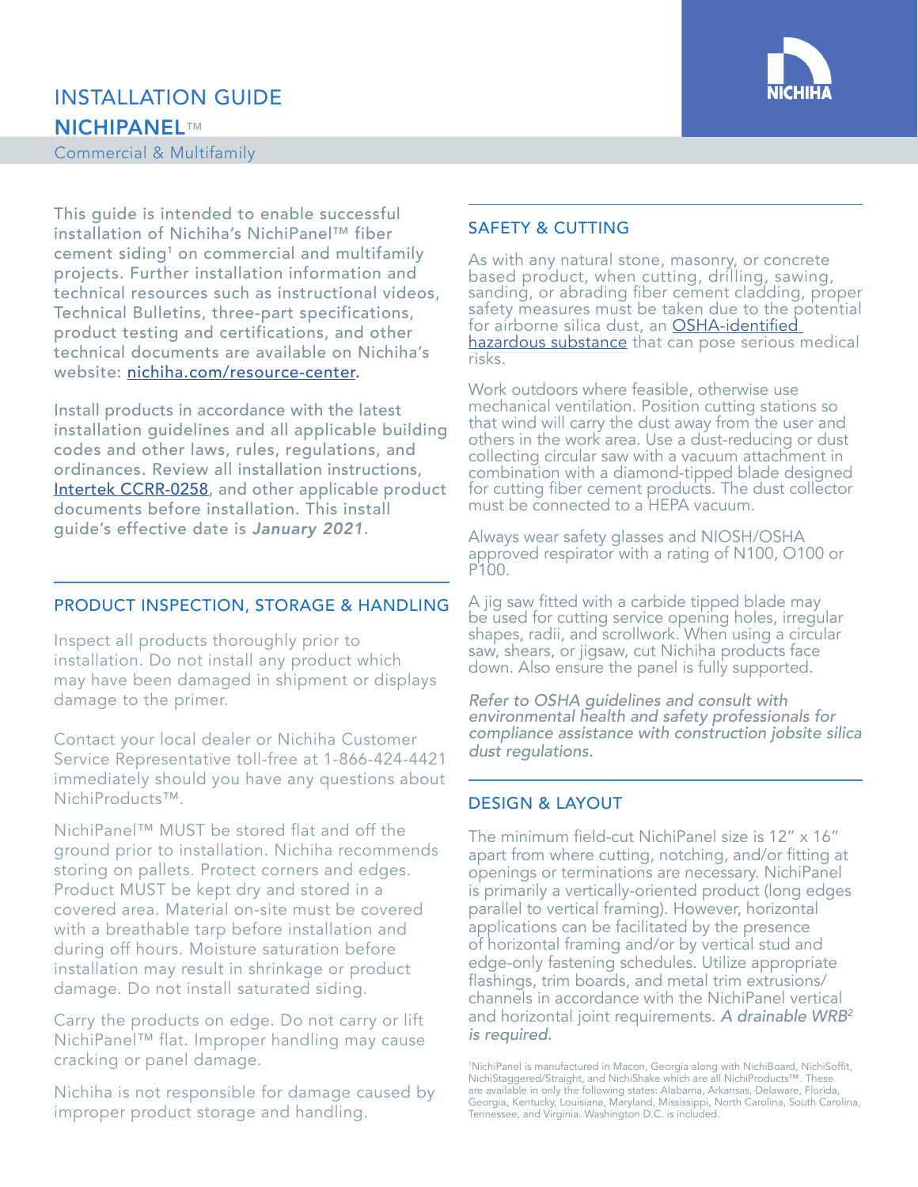# INSTALLATION GUIDE

## NICHIPANEL™

Commercial & Multifamily

This guide is intended to enable successful installation of Nichiha's NichiPanel™ fiber cement siding[1] on commercial and multifamily projects. Further installation information and technical resources such as instructional videos, Technical Bulletins, three-part specifications, product testing and certifications, and other technical documents are available on Nichiha's website: nichiha.com/resource-center.

Install products in accordance with the latest installation guidelines and all applicable building codes and other laws, rules, regulations, and ordinances. Review all installation instructions, Intertek CCRR-0258, and other applicable product documents before installation. This install guide's effective date is *January 2021*.

### PRODUCT INSPECTION, STORAGE & HANDLING

Inspect all products thoroughly prior to installation. Do not install any product which may have been damaged in shipment or displays damage to the primer.

Contact your local dealer or Nichiha Customer Service Representative toll-free at 1-866-424-4421 immediately should you have any questions about NichiProducts™.

NichiPanel™ MUST be stored flat and off the ground prior to installation. Nichiha recommends storing on pallets. Protect corners and edges. Product MUST be kept dry and stored in a covered area. Material on-site must be covered with a breathable tarp before installation and during off hours. Moisture saturation before installation may result in shrinkage or product damage. Do not install saturated siding.

Carry the products on edge. Do not carry or lift NichiPanel™ flat. Improper handling may cause cracking or panel damage.

Nichiha is not responsible for damage caused by improper product storage and handling.

### SAFETY & CUTTING

As with any natural stone, masonry, or concrete based product, when cutting, drilling, sawing, sanding, or abrading fiber cement cladding, proper safety measures must be taken due to the potential for airborne silica dust, an OSHA-identified hazardous substance that can pose serious medical risks.

Work outdoors where feasible, otherwise use mechanical ventilation. Position cutting stations so that wind will carry the dust away from the user and others in the work area. Use a dust-reducing or dust collecting circular saw with a vacuum attachment in combination with a diamond-tipped blade designed for cutting fiber cement products. The dust collector must be connected to a HEPA vacuum.

Always wear safety glasses and NIOSH/OSHA approved respirator with a rating of N100, O100 or P100.

A jig saw fitted with a carbide tipped blade may be used for cutting service opening holes, irregular shapes, radii, and scrollwork. When using a circular saw, shears, or jigsaw, cut Nichiha products face down. Also ensure the panel is fully supported.

*Refer to OSHA guidelines and consult with environmental health and safety professionals for compliance assistance with construction jobsite silica dust regulations.*

### DESIGN & LAYOUT

The minimum field-cut NichiPanel size is 12" x 16" apart from where cutting, notching, and/or fitting at openings or terminations are necessary. NichiPanel is primarily a vertically-oriented product (long edges parallel to vertical framing). However, horizontal applications can be facilitated by the presence of horizontal framing and/or by vertical stud and edge-only fastening schedules. Utilize appropriate flashings, trim boards, and metal trim extrusions/channels in accordance with the NichiPanel vertical and horizontal joint requirements. *A drainable WRB[2] is required.*

[1]NichiPanel is manufactured in Macon, Georgia along with NichiBoard, NichiSoffit, NichiStaggered/Straight, and NichiShake which are all NichiProducts™. These are available in only the following states: Alabama, Arkansas, Delaware, Florida, Georgia, Kentucky, Louisiana, Maryland, Mississippi, North Carolina, South Carolina, Tennessee, and Virginia. Washington D.C. is included.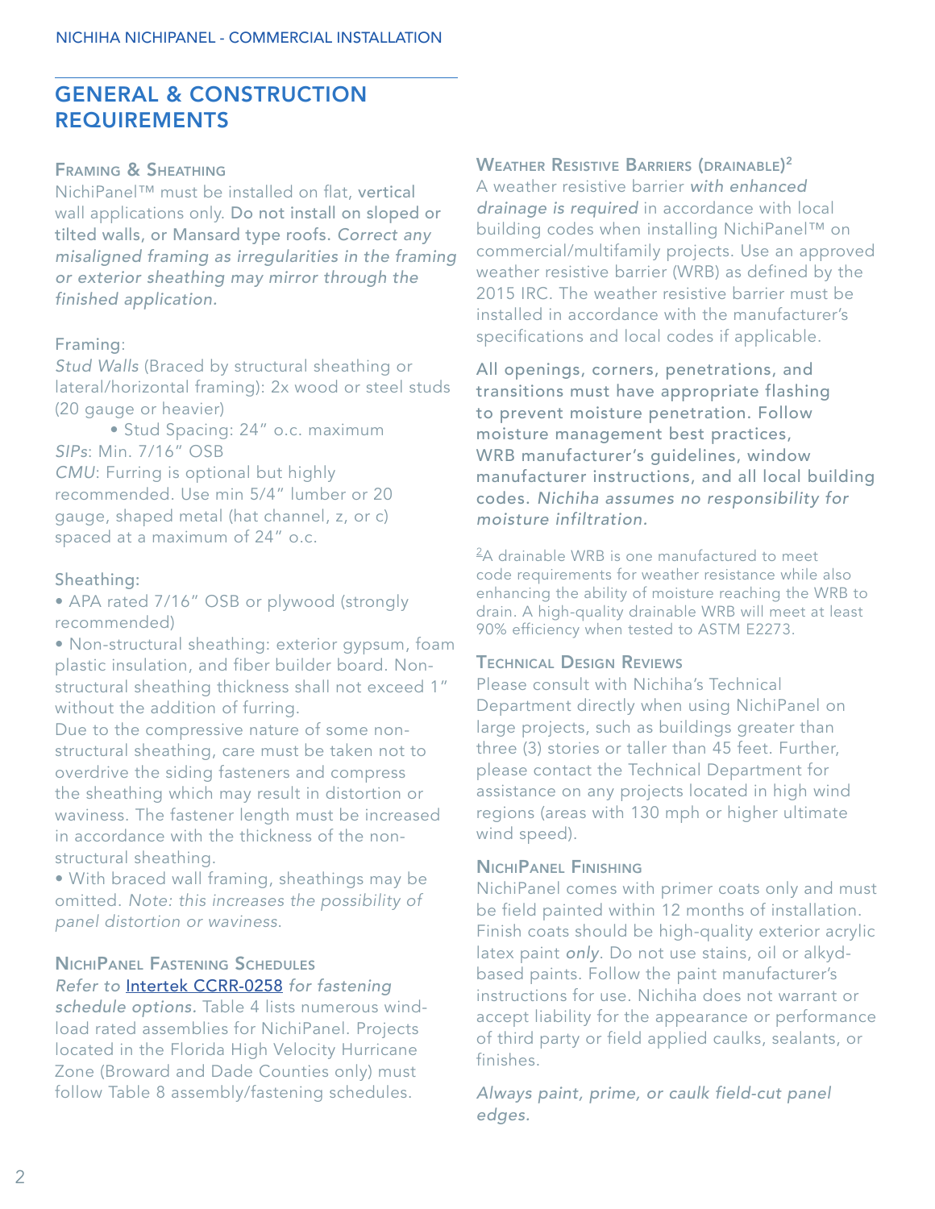## GENERAL & CONSTRUCTION REQUIREMENTS

### Framing & Sheathing

NichiPanel™ must be installed on flat, vertical wall applications only. Do not install on sloped or tilted walls, or Mansard type roofs. *Correct any misaligned framing as irregularities in the framing or exterior sheathing may mirror through the finished application.*

Framing:

*Stud Walls* (Braced by structural sheathing or lateral/horizontal framing): 2x wood or steel studs (20 gauge or heavier)

- Stud Spacing: 24" o.c. maximum

*SIPs*: Min. 7/16" OSB

*CMU*: Furring is optional but highly recommended. Use min 5/4" lumber or 20 gauge, shaped metal (hat channel, z, or c) spaced at a maximum of 24" o.c.

Sheathing:

- APA rated 7/16" OSB or plywood (strongly recommended)
- Non-structural sheathing: exterior gypsum, foam plastic insulation, and fiber builder board. Non-structural sheathing thickness shall not exceed 1" without the addition of furring.

Due to the compressive nature of some non-structural sheathing, care must be taken not to overdrive the siding fasteners and compress the sheathing which may result in distortion or waviness. The fastener length must be increased in accordance with the thickness of the non-structural sheathing.

- With braced wall framing, sheathings may be omitted. *Note: this increases the possibility of panel distortion or waviness.*

### NichiPanel Fastening Schedules

*Refer to* [Intertek CCRR-0258](Intertek CCRR-0258) *for fastening schedule options.* Table 4 lists numerous wind-load rated assemblies for NichiPanel. Projects located in the Florida High Velocity Hurricane Zone (Broward and Dade Counties only) must follow Table 8 assembly/fastening schedules.

### Weather Resistive Barriers (drainable)[2]

A weather resistive barrier *with enhanced drainage is required* in accordance with local building codes when installing NichiPanel™ on commercial/multifamily projects. Use an approved weather resistive barrier (WRB) as defined by the 2015 IRC. The weather resistive barrier must be installed in accordance with the manufacturer's specifications and local codes if applicable.

All openings, corners, penetrations, and transitions must have appropriate flashing to prevent moisture penetration. Follow moisture management best practices, WRB manufacturer's guidelines, window manufacturer instructions, and all local building codes. *Nichiha assumes no responsibility for moisture infiltration.*

[2]A drainable WRB is one manufactured to meet code requirements for weather resistance while also enhancing the ability of moisture reaching the WRB to drain. A high-quality drainable WRB will meet at least 90% efficiency when tested to ASTM E2273.

### Technical Design Reviews

Please consult with Nichiha's Technical Department directly when using NichiPanel on large projects, such as buildings greater than three (3) stories or taller than 45 feet. Further, please contact the Technical Department for assistance on any projects located in high wind regions (areas with 130 mph or higher ultimate wind speed).

### NichiPanel Finishing

NichiPanel comes with primer coats only and must be field painted within 12 months of installation. Finish coats should be high-quality exterior acrylic latex paint *only*. Do not use stains, oil or alkyd-based paints. Follow the paint manufacturer's instructions for use. Nichiha does not warrant or accept liability for the appearance or performance of third party or field applied caulks, sealants, or finishes.

*Always paint, prime, or caulk field-cut panel edges.*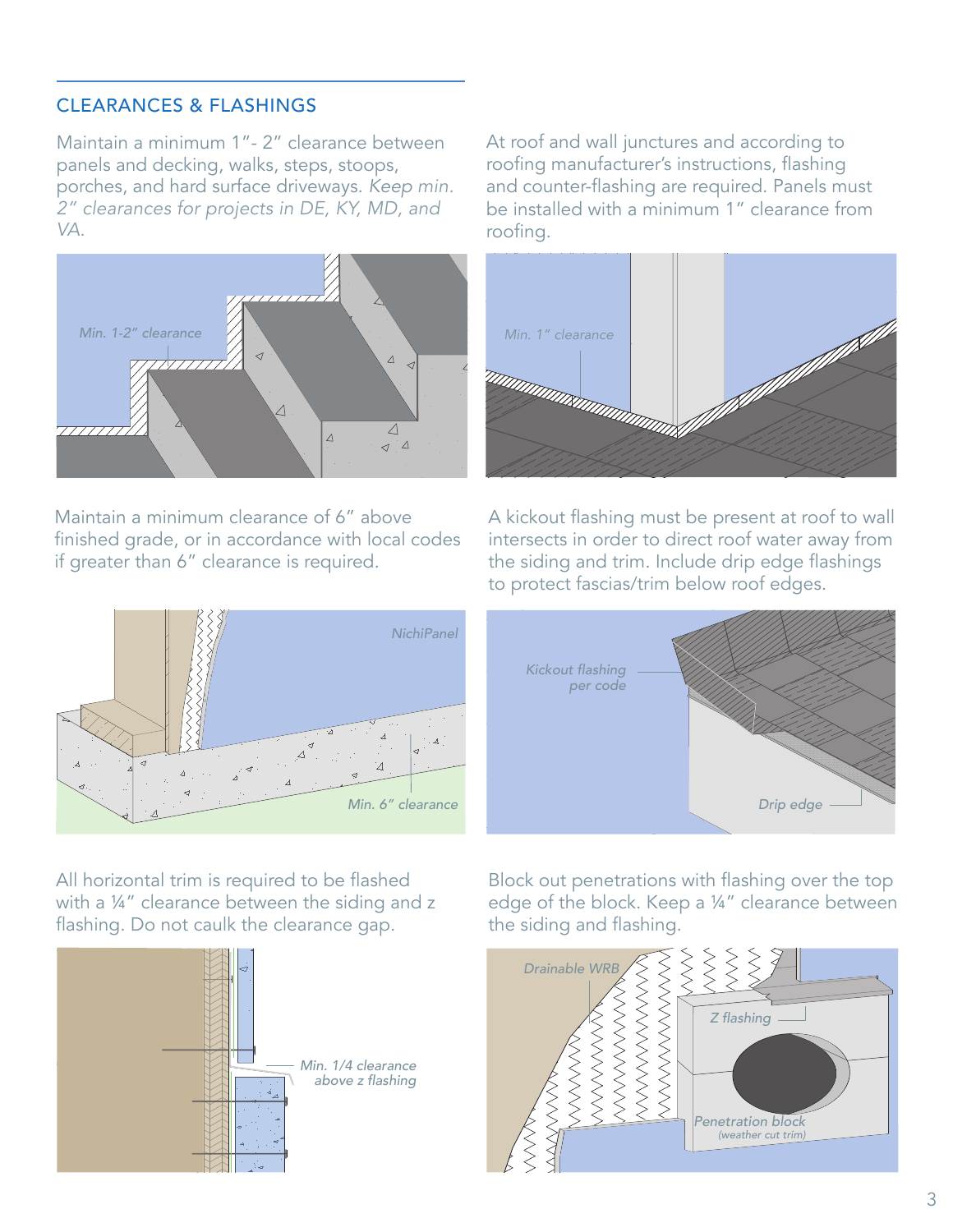## CLEARANCES & FLASHINGS

Maintain a minimum 1"- 2" clearance between panels and decking, walks, steps, stoops, porches, and hard surface driveways. *Keep min. 2" clearances for projects in DE, KY, MD, and VA.*

*Min. 1-2" clearance*

At roof and wall junctures and according to roofing manufacturer's instructions, flashing and counter-flashing are required. Panels must be installed with a minimum 1" clearance from roofing.

*Min. 1" clearance*

Maintain a minimum clearance of 6" above finished grade, or in accordance with local codes if greater than 6" clearance is required.

*NichiPanel*

*Min. 6" clearance*

A kickout flashing must be present at roof to wall intersects in order to direct roof water away from the siding and trim. Include drip edge flashings to protect fascias/trim below roof edges.

*Kickout flashing per code*

*Drip edge*

All horizontal trim is required to be flashed with a ¼" clearance between the siding and z flashing. Do not caulk the clearance gap.

*Min. 1/4 clearance above z flashing*

Block out penetrations with flashing over the top edge of the block. Keep a ¼" clearance between the siding and flashing.

*Drainable WRB*

*Z flashing*

*Penetration block (weather cut trim)*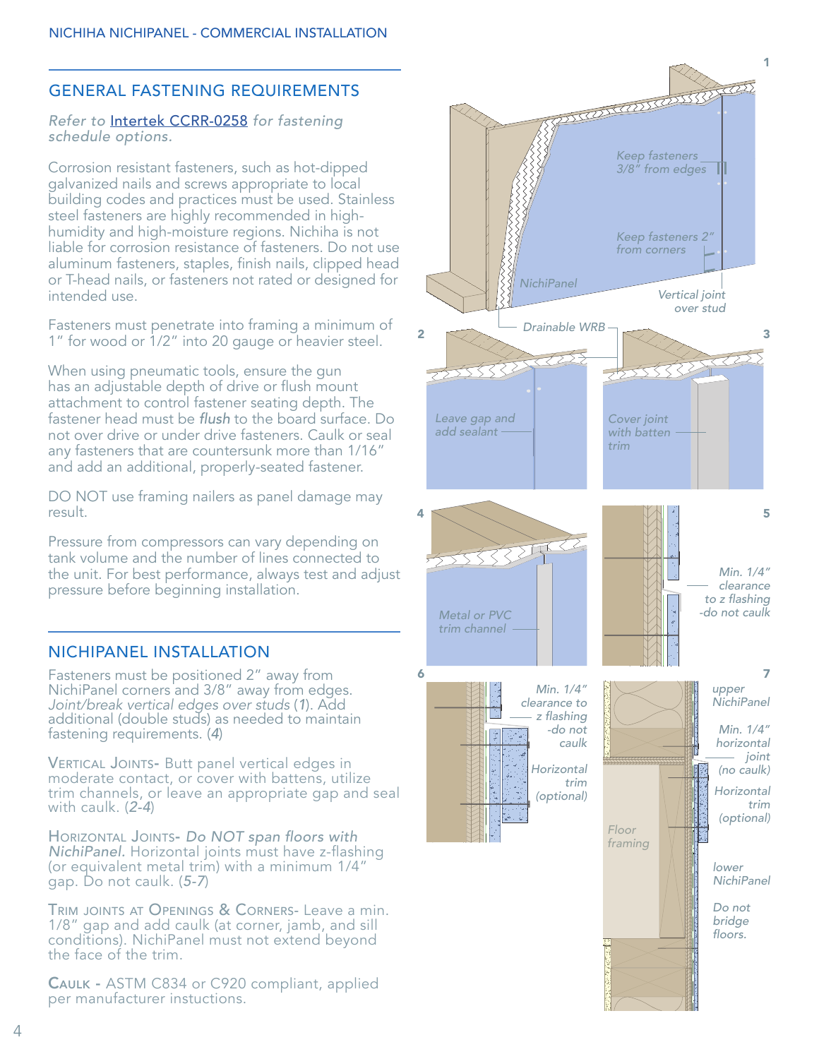## GENERAL FASTENING REQUIREMENTS

*Refer to Intertek CCRR-0258 for fastening schedule options.*

Corrosion resistant fasteners, such as hot-dipped galvanized nails and screws appropriate to local building codes and practices must be used. Stainless steel fasteners are highly recommended in high-humidity and high-moisture regions. Nichiha is not liable for corrosion resistance of fasteners. Do not use aluminum fasteners, staples, finish nails, clipped head or T-head nails, or fasteners not rated or designed for intended use.

Fasteners must penetrate into framing a minimum of 1" for wood or 1/2" into 20 gauge or heavier steel.

When using pneumatic tools, ensure the gun has an adjustable depth of drive or flush mount attachment to control fastener seating depth. The fastener head must be *flush* to the board surface. Do not over drive or under drive fasteners. Caulk or seal any fasteners that are countersunk more than 1/16" and add an additional, properly-seated fastener.

DO NOT use framing nailers as panel damage may result.

Pressure from compressors can vary depending on tank volume and the number of lines connected to the unit. For best performance, always test and adjust pressure before beginning installation.

## NICHIPANEL INSTALLATION

Fasteners must be positioned 2" away from NichiPanel corners and 3/8" away from edges. *Joint/break vertical edges over studs* (*1*). Add additional (double studs) as needed to maintain fastening requirements. (*4*)

VERTICAL JOINTS- Butt panel vertical edges in moderate contact, or cover with battens, utilize trim channels, or leave an appropriate gap and seal with caulk. (*2-4*)

HORIZONTAL JOINTS- *Do NOT span floors with NichiPanel.* Horizontal joints must have z-flashing (or equivalent metal trim) with a minimum 1/4" gap. Do not caulk. (*5-7*)

TRIM JOINTS AT OPENINGS & CORNERS- Leave a min. 1/8" gap and add caulk (at corner, jamb, and sill conditions). NichiPanel must not extend beyond the face of the trim.

CAULK - ASTM C834 or C920 compliant, applied per manufacturer instuctions.

1

Keep fasteners 3/8" from edges

Keep fasteners 2" from corners

NichiPanel

Vertical joint over stud

Drainable WRB

2

Leave gap and add sealant

3

Cover joint with batten trim

4

Metal or PVC trim channel

5

Min. 1/4" clearance to z flashing -do not caulk

6

Min. 1/4" clearance to z flashing -do not caulk

Horizontal trim (optional)

7

upper NichiPanel

Min. 1/4" horizontal joint (no caulk)

Horizontal trim (optional)

Floor framing

lower NichiPanel

Do not bridge floors.